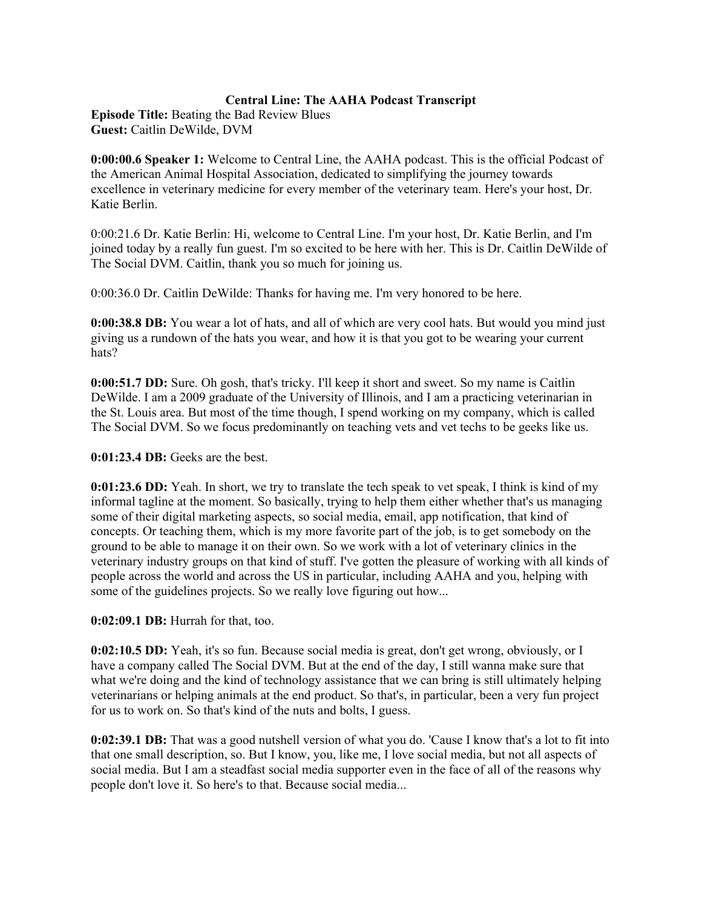**Central Line: The AAHA Podcast Transcript**

**Episode Title:** Beating the Bad Review Blues

**Guest:** Caitlin DeWilde, DVM

**0:00:00.6 Speaker 1:** Welcome to Central Line, the AAHA podcast. This is the official Podcast of the American Animal Hospital Association, dedicated to simplifying the journey towards excellence in veterinary medicine for every member of the veterinary team. Here's your host, Dr. Katie Berlin.

0:00:21.6 Dr. Katie Berlin: Hi, welcome to Central Line. I'm your host, Dr. Katie Berlin, and I'm joined today by a really fun guest. I'm so excited to be here with her. This is Dr. Caitlin DeWilde of The Social DVM. Caitlin, thank you so much for joining us.

0:00:36.0 Dr. Caitlin DeWilde: Thanks for having me. I'm very honored to be here.

**0:00:38.8 DB:** You wear a lot of hats, and all of which are very cool hats. But would you mind just giving us a rundown of the hats you wear, and how it is that you got to be wearing your current hats?

**0:00:51.7 DD:** Sure. Oh gosh, that's tricky. I'll keep it short and sweet. So my name is Caitlin DeWilde. I am a 2009 graduate of the University of Illinois, and I am a practicing veterinarian in the St. Louis area. But most of the time though, I spend working on my company, which is called The Social DVM. So we focus predominantly on teaching vets and vet techs to be geeks like us.

**0:01:23.4 DB:** Geeks are the best.

**0:01:23.6 DD:** Yeah. In short, we try to translate the tech speak to vet speak, I think is kind of my informal tagline at the moment. So basically, trying to help them either whether that's us managing some of their digital marketing aspects, so social media, email, app notification, that kind of concepts. Or teaching them, which is my more favorite part of the job, is to get somebody on the ground to be able to manage it on their own. So we work with a lot of veterinary clinics in the veterinary industry groups on that kind of stuff. I've gotten the pleasure of working with all kinds of people across the world and across the US in particular, including AAHA and you, helping with some of the guidelines projects. So we really love figuring out how...

**0:02:09.1 DB:** Hurrah for that, too.

**0:02:10.5 DD:** Yeah, it's so fun. Because social media is great, don't get wrong, obviously, or I have a company called The Social DVM. But at the end of the day, I still wanna make sure that what we're doing and the kind of technology assistance that we can bring is still ultimately helping veterinarians or helping animals at the end product. So that's, in particular, been a very fun project for us to work on. So that's kind of the nuts and bolts, I guess.

**0:02:39.1 DB:** That was a good nutshell version of what you do. 'Cause I know that's a lot to fit into that one small description, so. But I know, you, like me, I love social media, but not all aspects of social media. But I am a steadfast social media supporter even in the face of all of the reasons why people don't love it. So here's to that. Because social media...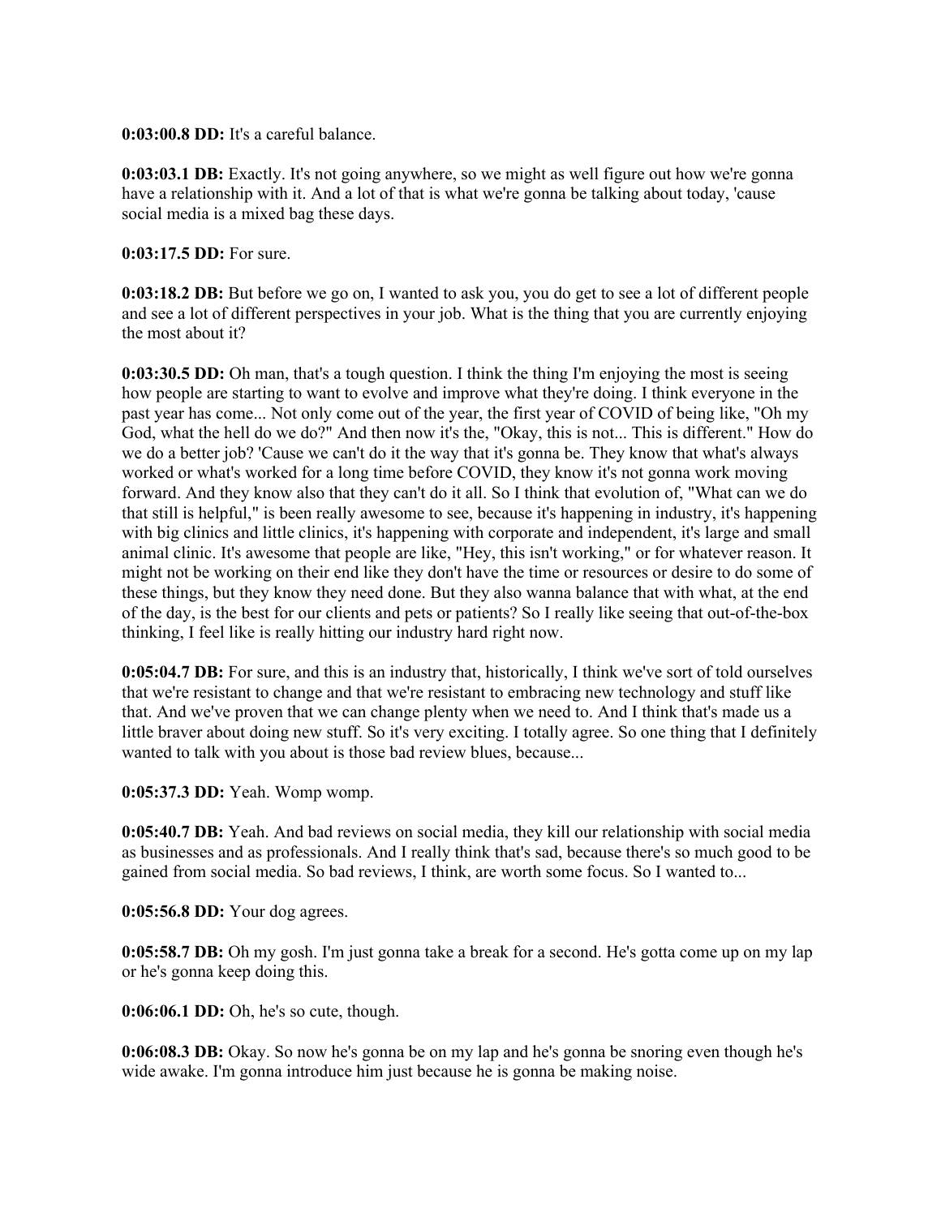**0:03:00.8 DD:** It's a careful balance.

**0:03:03.1 DB:** Exactly. It's not going anywhere, so we might as well figure out how we're gonna have a relationship with it. And a lot of that is what we're gonna be talking about today, 'cause social media is a mixed bag these days.

**0:03:17.5 DD:** For sure.

**0:03:18.2 DB:** But before we go on, I wanted to ask you, you do get to see a lot of different people and see a lot of different perspectives in your job. What is the thing that you are currently enjoying the most about it?

**0:03:30.5 DD:** Oh man, that's a tough question. I think the thing I'm enjoying the most is seeing how people are starting to want to evolve and improve what they're doing. I think everyone in the past year has come... Not only come out of the year, the first year of COVID of being like, "Oh my God, what the hell do we do?" And then now it's the, "Okay, this is not... This is different." How do we do a better job? 'Cause we can't do it the way that it's gonna be. They know that what's always worked or what's worked for a long time before COVID, they know it's not gonna work moving forward. And they know also that they can't do it all. So I think that evolution of, "What can we do that still is helpful," is been really awesome to see, because it's happening in industry, it's happening with big clinics and little clinics, it's happening with corporate and independent, it's large and small animal clinic. It's awesome that people are like, "Hey, this isn't working," or for whatever reason. It might not be working on their end like they don't have the time or resources or desire to do some of these things, but they know they need done. But they also wanna balance that with what, at the end of the day, is the best for our clients and pets or patients? So I really like seeing that out-of-the-box thinking, I feel like is really hitting our industry hard right now.

**0:05:04.7 DB:** For sure, and this is an industry that, historically, I think we've sort of told ourselves that we're resistant to change and that we're resistant to embracing new technology and stuff like that. And we've proven that we can change plenty when we need to. And I think that's made us a little braver about doing new stuff. So it's very exciting. I totally agree. So one thing that I definitely wanted to talk with you about is those bad review blues, because...

**0:05:37.3 DD:** Yeah. Womp womp.

**0:05:40.7 DB:** Yeah. And bad reviews on social media, they kill our relationship with social media as businesses and as professionals. And I really think that's sad, because there's so much good to be gained from social media. So bad reviews, I think, are worth some focus. So I wanted to...

**0:05:56.8 DD:** Your dog agrees.

**0:05:58.7 DB:** Oh my gosh. I'm just gonna take a break for a second. He's gotta come up on my lap or he's gonna keep doing this.

**0:06:06.1 DD:** Oh, he's so cute, though.

**0:06:08.3 DB:** Okay. So now he's gonna be on my lap and he's gonna be snoring even though he's wide awake. I'm gonna introduce him just because he is gonna be making noise.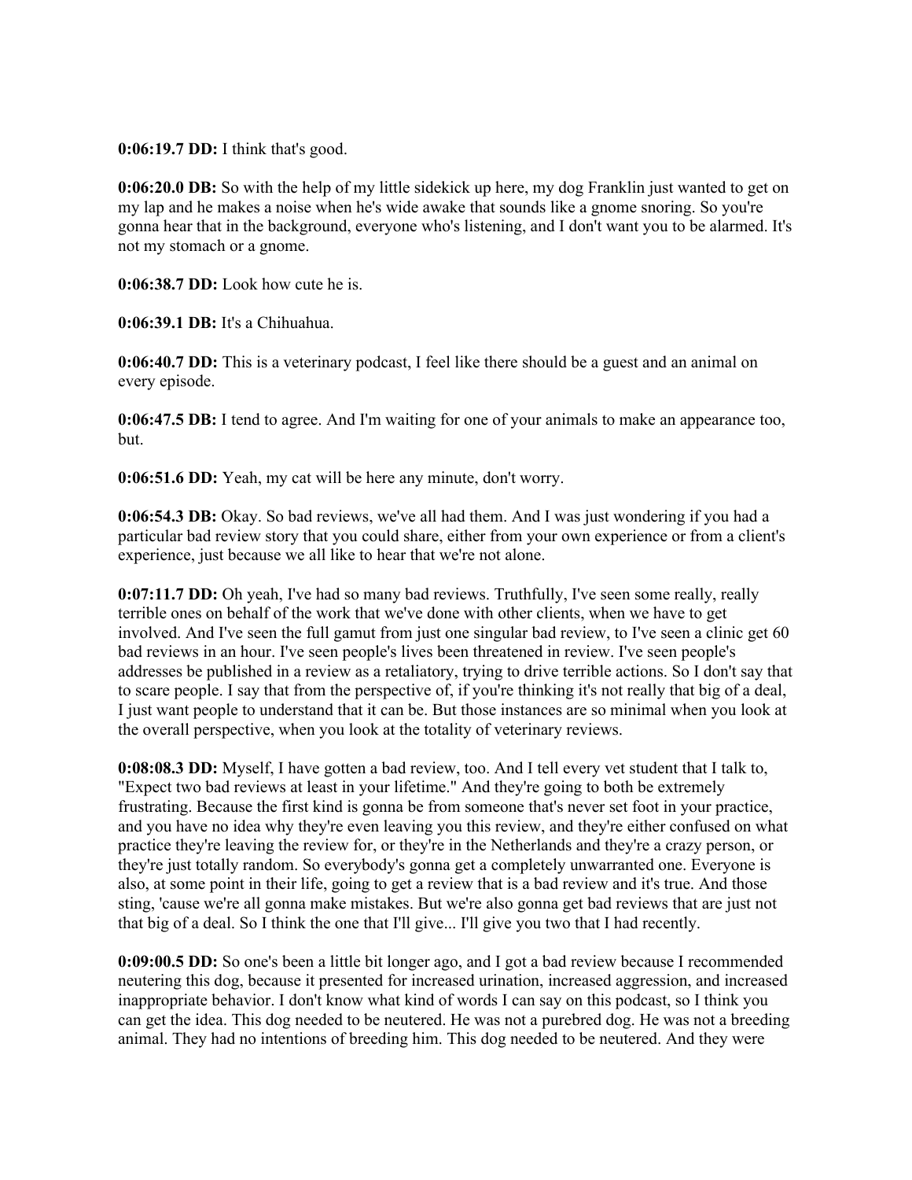**0:06:19.7 DD:** I think that's good.

**0:06:20.0 DB:** So with the help of my little sidekick up here, my dog Franklin just wanted to get on my lap and he makes a noise when he's wide awake that sounds like a gnome snoring. So you're gonna hear that in the background, everyone who's listening, and I don't want you to be alarmed. It's not my stomach or a gnome.

**0:06:38.7 DD:** Look how cute he is.

**0:06:39.1 DB:** It's a Chihuahua.

**0:06:40.7 DD:** This is a veterinary podcast, I feel like there should be a guest and an animal on every episode.

**0:06:47.5 DB:** I tend to agree. And I'm waiting for one of your animals to make an appearance too, but.

**0:06:51.6 DD:** Yeah, my cat will be here any minute, don't worry.

**0:06:54.3 DB:** Okay. So bad reviews, we've all had them. And I was just wondering if you had a particular bad review story that you could share, either from your own experience or from a client's experience, just because we all like to hear that we're not alone.

**0:07:11.7 DD:** Oh yeah, I've had so many bad reviews. Truthfully, I've seen some really, really terrible ones on behalf of the work that we've done with other clients, when we have to get involved. And I've seen the full gamut from just one singular bad review, to I've seen a clinic get 60 bad reviews in an hour. I've seen people's lives been threatened in review. I've seen people's addresses be published in a review as a retaliatory, trying to drive terrible actions. So I don't say that to scare people. I say that from the perspective of, if you're thinking it's not really that big of a deal, I just want people to understand that it can be. But those instances are so minimal when you look at the overall perspective, when you look at the totality of veterinary reviews.

**0:08:08.3 DD:** Myself, I have gotten a bad review, too. And I tell every vet student that I talk to, "Expect two bad reviews at least in your lifetime." And they're going to both be extremely frustrating. Because the first kind is gonna be from someone that's never set foot in your practice, and you have no idea why they're even leaving you this review, and they're either confused on what practice they're leaving the review for, or they're in the Netherlands and they're a crazy person, or they're just totally random. So everybody's gonna get a completely unwarranted one. Everyone is also, at some point in their life, going to get a review that is a bad review and it's true. And those sting, 'cause we're all gonna make mistakes. But we're also gonna get bad reviews that are just not that big of a deal. So I think the one that I'll give... I'll give you two that I had recently.

**0:09:00.5 DD:** So one's been a little bit longer ago, and I got a bad review because I recommended neutering this dog, because it presented for increased urination, increased aggression, and increased inappropriate behavior. I don't know what kind of words I can say on this podcast, so I think you can get the idea. This dog needed to be neutered. He was not a purebred dog. He was not a breeding animal. They had no intentions of breeding him. This dog needed to be neutered. And they were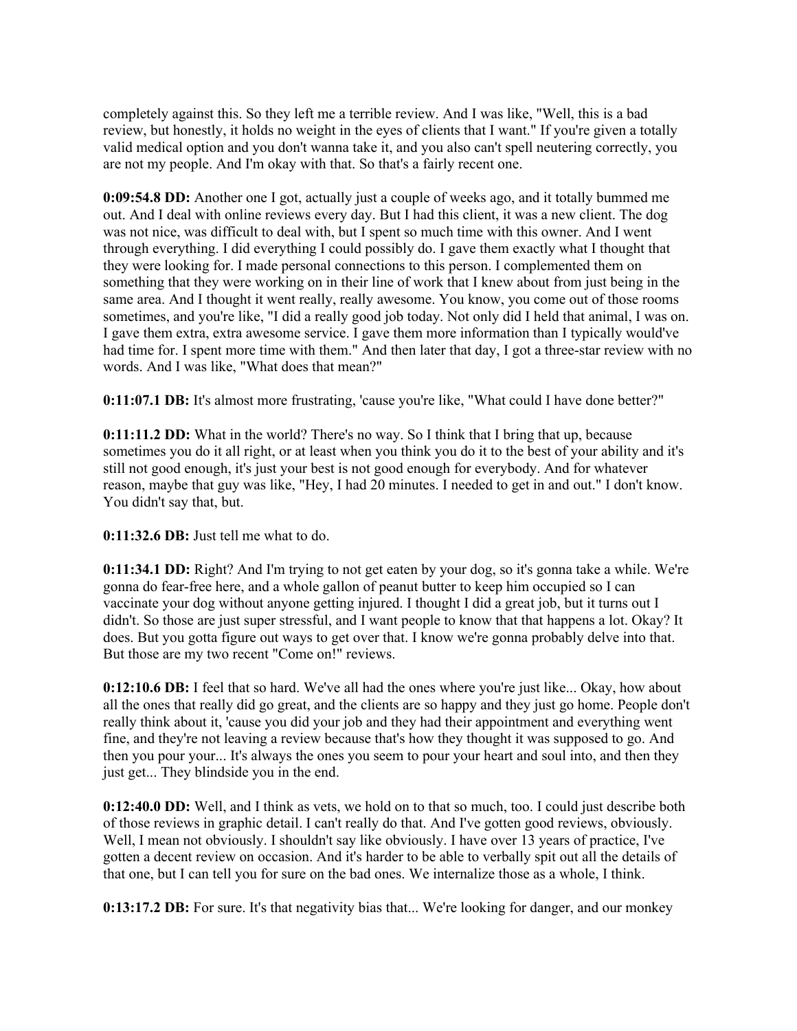completely against this. So they left me a terrible review. And I was like, "Well, this is a bad review, but honestly, it holds no weight in the eyes of clients that I want." If you're given a totally valid medical option and you don't wanna take it, and you also can't spell neutering correctly, you are not my people. And I'm okay with that. So that's a fairly recent one.

**0:09:54.8 DD:** Another one I got, actually just a couple of weeks ago, and it totally bummed me out. And I deal with online reviews every day. But I had this client, it was a new client. The dog was not nice, was difficult to deal with, but I spent so much time with this owner. And I went through everything. I did everything I could possibly do. I gave them exactly what I thought that they were looking for. I made personal connections to this person. I complemented them on something that they were working on in their line of work that I knew about from just being in the same area. And I thought it went really, really awesome. You know, you come out of those rooms sometimes, and you're like, "I did a really good job today. Not only did I held that animal, I was on. I gave them extra, extra awesome service. I gave them more information than I typically would've had time for. I spent more time with them." And then later that day, I got a three-star review with no words. And I was like, "What does that mean?"

**0:11:07.1 DB:** It's almost more frustrating, 'cause you're like, "What could I have done better?"

**0:11:11.2 DD:** What in the world? There's no way. So I think that I bring that up, because sometimes you do it all right, or at least when you think you do it to the best of your ability and it's still not good enough, it's just your best is not good enough for everybody. And for whatever reason, maybe that guy was like, "Hey, I had 20 minutes. I needed to get in and out." I don't know. You didn't say that, but.

**0:11:32.6 DB:** Just tell me what to do.

**0:11:34.1 DD:** Right? And I'm trying to not get eaten by your dog, so it's gonna take a while. We're gonna do fear-free here, and a whole gallon of peanut butter to keep him occupied so I can vaccinate your dog without anyone getting injured. I thought I did a great job, but it turns out I didn't. So those are just super stressful, and I want people to know that that happens a lot. Okay? It does. But you gotta figure out ways to get over that. I know we're gonna probably delve into that. But those are my two recent "Come on!" reviews.

**0:12:10.6 DB:** I feel that so hard. We've all had the ones where you're just like... Okay, how about all the ones that really did go great, and the clients are so happy and they just go home. People don't really think about it, 'cause you did your job and they had their appointment and everything went fine, and they're not leaving a review because that's how they thought it was supposed to go. And then you pour your... It's always the ones you seem to pour your heart and soul into, and then they just get... They blindside you in the end.

**0:12:40.0 DD:** Well, and I think as vets, we hold on to that so much, too. I could just describe both of those reviews in graphic detail. I can't really do that. And I've gotten good reviews, obviously. Well, I mean not obviously. I shouldn't say like obviously. I have over 13 years of practice, I've gotten a decent review on occasion. And it's harder to be able to verbally spit out all the details of that one, but I can tell you for sure on the bad ones. We internalize those as a whole, I think.

**0:13:17.2 DB:** For sure. It's that negativity bias that... We're looking for danger, and our monkey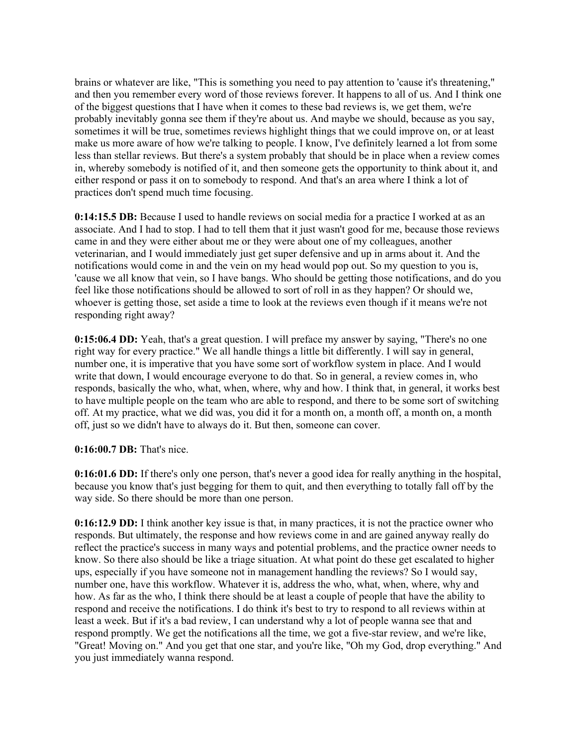brains or whatever are like, "This is something you need to pay attention to 'cause it's threatening," and then you remember every word of those reviews forever. It happens to all of us. And I think one of the biggest questions that I have when it comes to these bad reviews is, we get them, we're probably inevitably gonna see them if they're about us. And maybe we should, because as you say, sometimes it will be true, sometimes reviews highlight things that we could improve on, or at least make us more aware of how we're talking to people. I know, I've definitely learned a lot from some less than stellar reviews. But there's a system probably that should be in place when a review comes in, whereby somebody is notified of it, and then someone gets the opportunity to think about it, and either respond or pass it on to somebody to respond. And that's an area where I think a lot of practices don't spend much time focusing.

**0:14:15.5 DB:** Because I used to handle reviews on social media for a practice I worked at as an associate. And I had to stop. I had to tell them that it just wasn't good for me, because those reviews came in and they were either about me or they were about one of my colleagues, another veterinarian, and I would immediately just get super defensive and up in arms about it. And the notifications would come in and the vein on my head would pop out. So my question to you is, 'cause we all know that vein, so I have bangs. Who should be getting those notifications, and do you feel like those notifications should be allowed to sort of roll in as they happen? Or should we, whoever is getting those, set aside a time to look at the reviews even though if it means we're not responding right away?

**0:15:06.4 DD:** Yeah, that's a great question. I will preface my answer by saying, "There's no one right way for every practice." We all handle things a little bit differently. I will say in general, number one, it is imperative that you have some sort of workflow system in place. And I would write that down, I would encourage everyone to do that. So in general, a review comes in, who responds, basically the who, what, when, where, why and how. I think that, in general, it works best to have multiple people on the team who are able to respond, and there to be some sort of switching off. At my practice, what we did was, you did it for a month on, a month off, a month on, a month off, just so we didn't have to always do it. But then, someone can cover.

**0:16:00.7 DB:** That's nice.

**0:16:01.6 DD:** If there's only one person, that's never a good idea for really anything in the hospital, because you know that's just begging for them to quit, and then everything to totally fall off by the way side. So there should be more than one person.

**0:16:12.9 DD:** I think another key issue is that, in many practices, it is not the practice owner who responds. But ultimately, the response and how reviews come in and are gained anyway really do reflect the practice's success in many ways and potential problems, and the practice owner needs to know. So there also should be like a triage situation. At what point do these get escalated to higher ups, especially if you have someone not in management handling the reviews? So I would say, number one, have this workflow. Whatever it is, address the who, what, when, where, why and how. As far as the who, I think there should be at least a couple of people that have the ability to respond and receive the notifications. I do think it's best to try to respond to all reviews within at least a week. But if it's a bad review, I can understand why a lot of people wanna see that and respond promptly. We get the notifications all the time, we got a five-star review, and we're like, "Great! Moving on." And you get that one star, and you're like, "Oh my God, drop everything." And you just immediately wanna respond.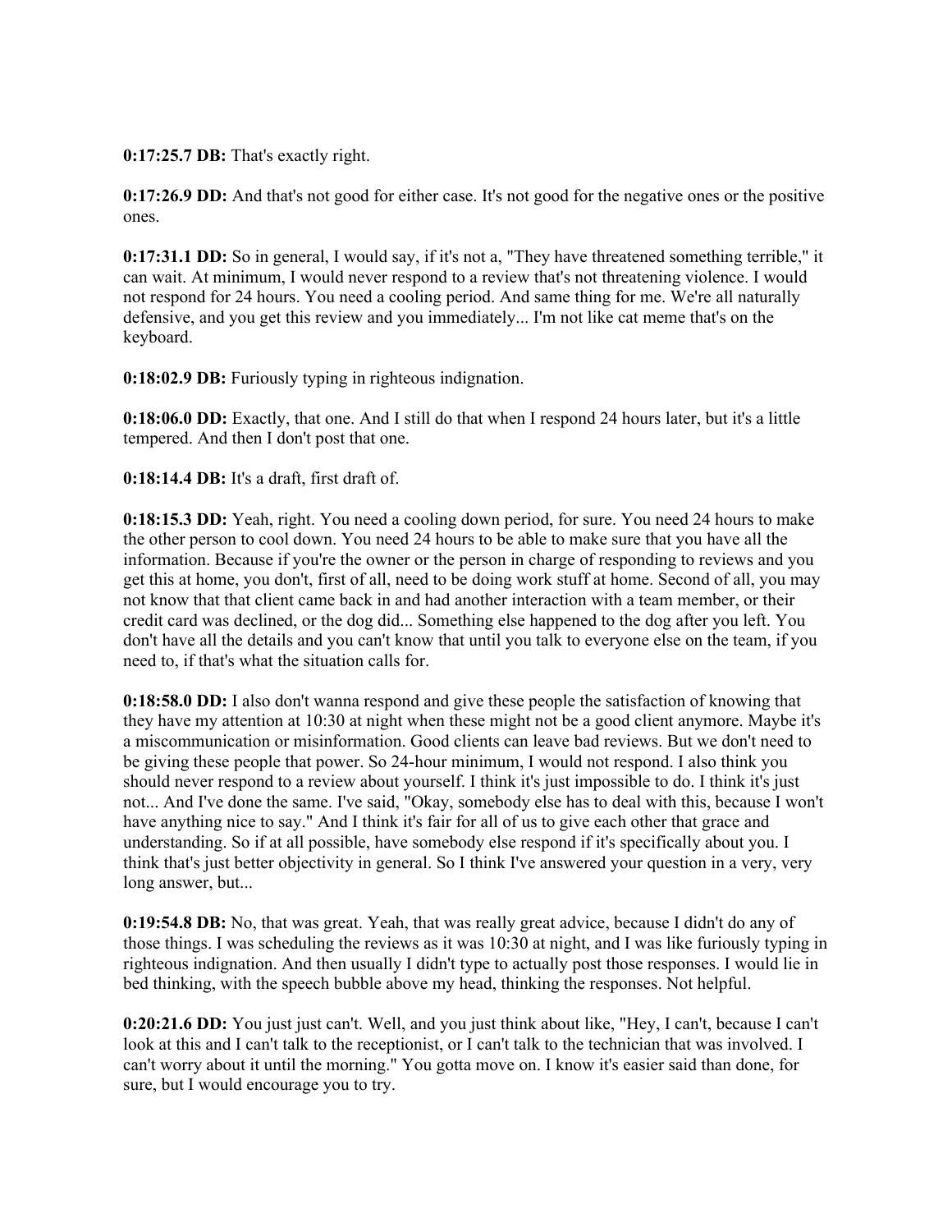**0:17:25.7 DB:** That's exactly right.

**0:17:26.9 DD:** And that's not good for either case. It's not good for the negative ones or the positive ones.

**0:17:31.1 DD:** So in general, I would say, if it's not a, "They have threatened something terrible," it can wait. At minimum, I would never respond to a review that's not threatening violence. I would not respond for 24 hours. You need a cooling period. And same thing for me. We're all naturally defensive, and you get this review and you immediately... I'm not like cat meme that's on the keyboard.

**0:18:02.9 DB:** Furiously typing in righteous indignation.

**0:18:06.0 DD:** Exactly, that one. And I still do that when I respond 24 hours later, but it's a little tempered. And then I don't post that one.

**0:18:14.4 DB:** It's a draft, first draft of.

**0:18:15.3 DD:** Yeah, right. You need a cooling down period, for sure. You need 24 hours to make the other person to cool down. You need 24 hours to be able to make sure that you have all the information. Because if you're the owner or the person in charge of responding to reviews and you get this at home, you don't, first of all, need to be doing work stuff at home. Second of all, you may not know that that client came back in and had another interaction with a team member, or their credit card was declined, or the dog did... Something else happened to the dog after you left. You don't have all the details and you can't know that until you talk to everyone else on the team, if you need to, if that's what the situation calls for.

**0:18:58.0 DD:** I also don't wanna respond and give these people the satisfaction of knowing that they have my attention at 10:30 at night when these might not be a good client anymore. Maybe it's a miscommunication or misinformation. Good clients can leave bad reviews. But we don't need to be giving these people that power. So 24-hour minimum, I would not respond. I also think you should never respond to a review about yourself. I think it's just impossible to do. I think it's just not... And I've done the same. I've said, "Okay, somebody else has to deal with this, because I won't have anything nice to say." And I think it's fair for all of us to give each other that grace and understanding. So if at all possible, have somebody else respond if it's specifically about you. I think that's just better objectivity in general. So I think I've answered your question in a very, very long answer, but...

**0:19:54.8 DB:** No, that was great. Yeah, that was really great advice, because I didn't do any of those things. I was scheduling the reviews as it was 10:30 at night, and I was like furiously typing in righteous indignation. And then usually I didn't type to actually post those responses. I would lie in bed thinking, with the speech bubble above my head, thinking the responses. Not helpful.

**0:20:21.6 DD:** You just just can't. Well, and you just think about like, "Hey, I can't, because I can't look at this and I can't talk to the receptionist, or I can't talk to the technician that was involved. I can't worry about it until the morning." You gotta move on. I know it's easier said than done, for sure, but I would encourage you to try.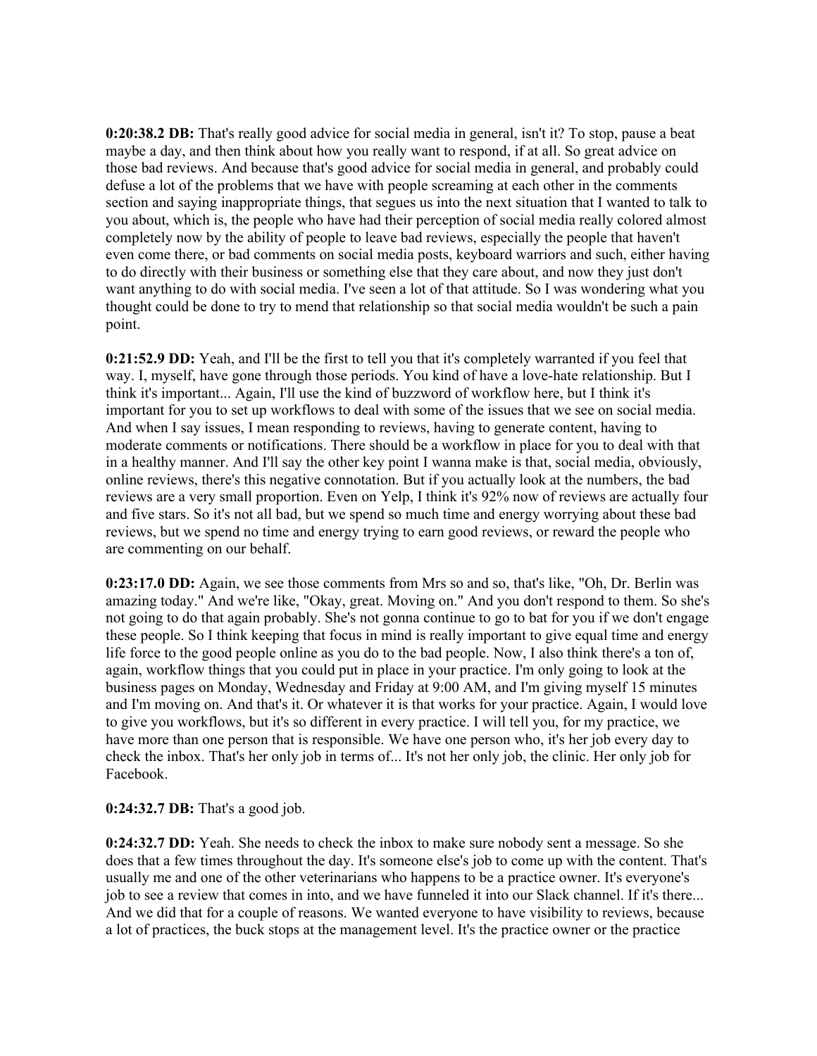**0:20:38.2 DB:** That's really good advice for social media in general, isn't it? To stop, pause a beat maybe a day, and then think about how you really want to respond, if at all. So great advice on those bad reviews. And because that's good advice for social media in general, and probably could defuse a lot of the problems that we have with people screaming at each other in the comments section and saying inappropriate things, that segues us into the next situation that I wanted to talk to you about, which is, the people who have had their perception of social media really colored almost completely now by the ability of people to leave bad reviews, especially the people that haven't even come there, or bad comments on social media posts, keyboard warriors and such, either having to do directly with their business or something else that they care about, and now they just don't want anything to do with social media. I've seen a lot of that attitude. So I was wondering what you thought could be done to try to mend that relationship so that social media wouldn't be such a pain point.

**0:21:52.9 DD:** Yeah, and I'll be the first to tell you that it's completely warranted if you feel that way. I, myself, have gone through those periods. You kind of have a love-hate relationship. But I think it's important... Again, I'll use the kind of buzzword of workflow here, but I think it's important for you to set up workflows to deal with some of the issues that we see on social media. And when I say issues, I mean responding to reviews, having to generate content, having to moderate comments or notifications. There should be a workflow in place for you to deal with that in a healthy manner. And I'll say the other key point I wanna make is that, social media, obviously, online reviews, there's this negative connotation. But if you actually look at the numbers, the bad reviews are a very small proportion. Even on Yelp, I think it's 92% now of reviews are actually four and five stars. So it's not all bad, but we spend so much time and energy worrying about these bad reviews, but we spend no time and energy trying to earn good reviews, or reward the people who are commenting on our behalf.

**0:23:17.0 DD:** Again, we see those comments from Mrs so and so, that's like, "Oh, Dr. Berlin was amazing today." And we're like, "Okay, great. Moving on." And you don't respond to them. So she's not going to do that again probably. She's not gonna continue to go to bat for you if we don't engage these people. So I think keeping that focus in mind is really important to give equal time and energy life force to the good people online as you do to the bad people. Now, I also think there's a ton of, again, workflow things that you could put in place in your practice. I'm only going to look at the business pages on Monday, Wednesday and Friday at 9:00 AM, and I'm giving myself 15 minutes and I'm moving on. And that's it. Or whatever it is that works for your practice. Again, I would love to give you workflows, but it's so different in every practice. I will tell you, for my practice, we have more than one person that is responsible. We have one person who, it's her job every day to check the inbox. That's her only job in terms of... It's not her only job, the clinic. Her only job for Facebook.

**0:24:32.7 DB:** That's a good job.

**0:24:32.7 DD:** Yeah. She needs to check the inbox to make sure nobody sent a message. So she does that a few times throughout the day. It's someone else's job to come up with the content. That's usually me and one of the other veterinarians who happens to be a practice owner. It's everyone's job to see a review that comes in into, and we have funneled it into our Slack channel. If it's there... And we did that for a couple of reasons. We wanted everyone to have visibility to reviews, because a lot of practices, the buck stops at the management level. It's the practice owner or the practice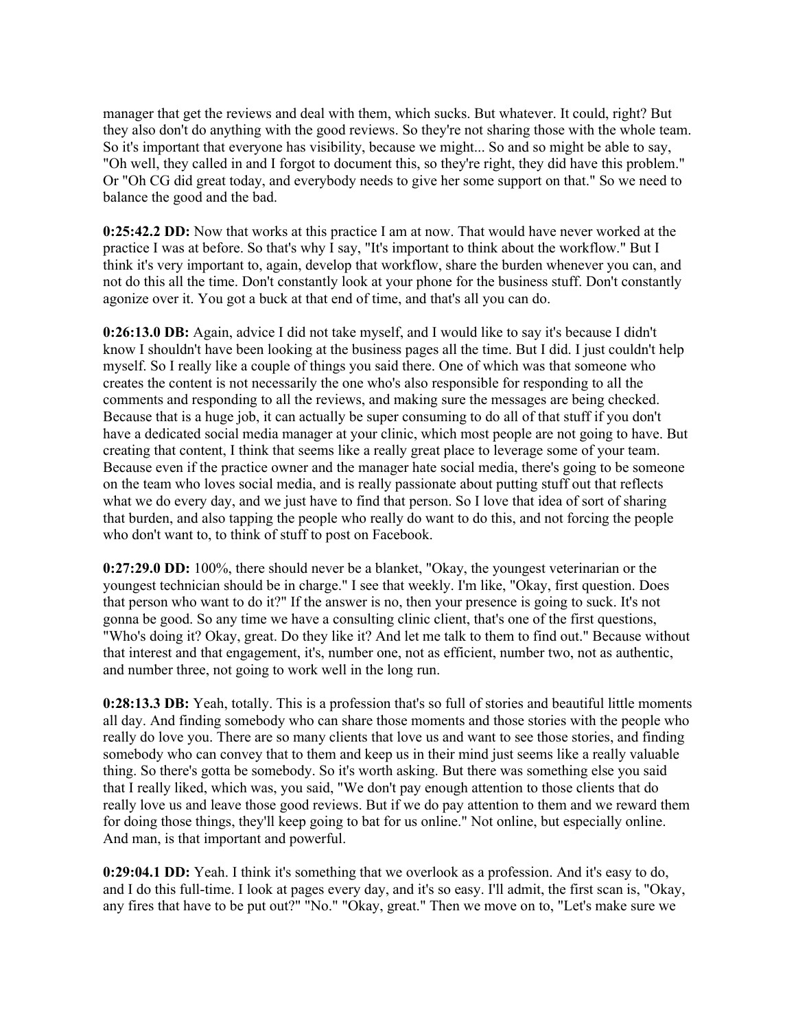manager that get the reviews and deal with them, which sucks. But whatever. It could, right? But they also don't do anything with the good reviews. So they're not sharing those with the whole team. So it's important that everyone has visibility, because we might... So and so might be able to say, "Oh well, they called in and I forgot to document this, so they're right, they did have this problem." Or "Oh CG did great today, and everybody needs to give her some support on that." So we need to balance the good and the bad.

**0:25:42.2 DD:** Now that works at this practice I am at now. That would have never worked at the practice I was at before. So that's why I say, "It's important to think about the workflow." But I think it's very important to, again, develop that workflow, share the burden whenever you can, and not do this all the time. Don't constantly look at your phone for the business stuff. Don't constantly agonize over it. You got a buck at that end of time, and that's all you can do.

**0:26:13.0 DB:** Again, advice I did not take myself, and I would like to say it's because I didn't know I shouldn't have been looking at the business pages all the time. But I did. I just couldn't help myself. So I really like a couple of things you said there. One of which was that someone who creates the content is not necessarily the one who's also responsible for responding to all the comments and responding to all the reviews, and making sure the messages are being checked. Because that is a huge job, it can actually be super consuming to do all of that stuff if you don't have a dedicated social media manager at your clinic, which most people are not going to have. But creating that content, I think that seems like a really great place to leverage some of your team. Because even if the practice owner and the manager hate social media, there's going to be someone on the team who loves social media, and is really passionate about putting stuff out that reflects what we do every day, and we just have to find that person. So I love that idea of sort of sharing that burden, and also tapping the people who really do want to do this, and not forcing the people who don't want to, to think of stuff to post on Facebook.

**0:27:29.0 DD:** 100%, there should never be a blanket, "Okay, the youngest veterinarian or the youngest technician should be in charge." I see that weekly. I'm like, "Okay, first question. Does that person who want to do it?" If the answer is no, then your presence is going to suck. It's not gonna be good. So any time we have a consulting clinic client, that's one of the first questions, "Who's doing it? Okay, great. Do they like it? And let me talk to them to find out." Because without that interest and that engagement, it's, number one, not as efficient, number two, not as authentic, and number three, not going to work well in the long run.

**0:28:13.3 DB:** Yeah, totally. This is a profession that's so full of stories and beautiful little moments all day. And finding somebody who can share those moments and those stories with the people who really do love you. There are so many clients that love us and want to see those stories, and finding somebody who can convey that to them and keep us in their mind just seems like a really valuable thing. So there's gotta be somebody. So it's worth asking. But there was something else you said that I really liked, which was, you said, "We don't pay enough attention to those clients that do really love us and leave those good reviews. But if we do pay attention to them and we reward them for doing those things, they'll keep going to bat for us online." Not online, but especially online. And man, is that important and powerful.

**0:29:04.1 DD:** Yeah. I think it's something that we overlook as a profession. And it's easy to do, and I do this full-time. I look at pages every day, and it's so easy. I'll admit, the first scan is, "Okay, any fires that have to be put out?" "No." "Okay, great." Then we move on to, "Let's make sure we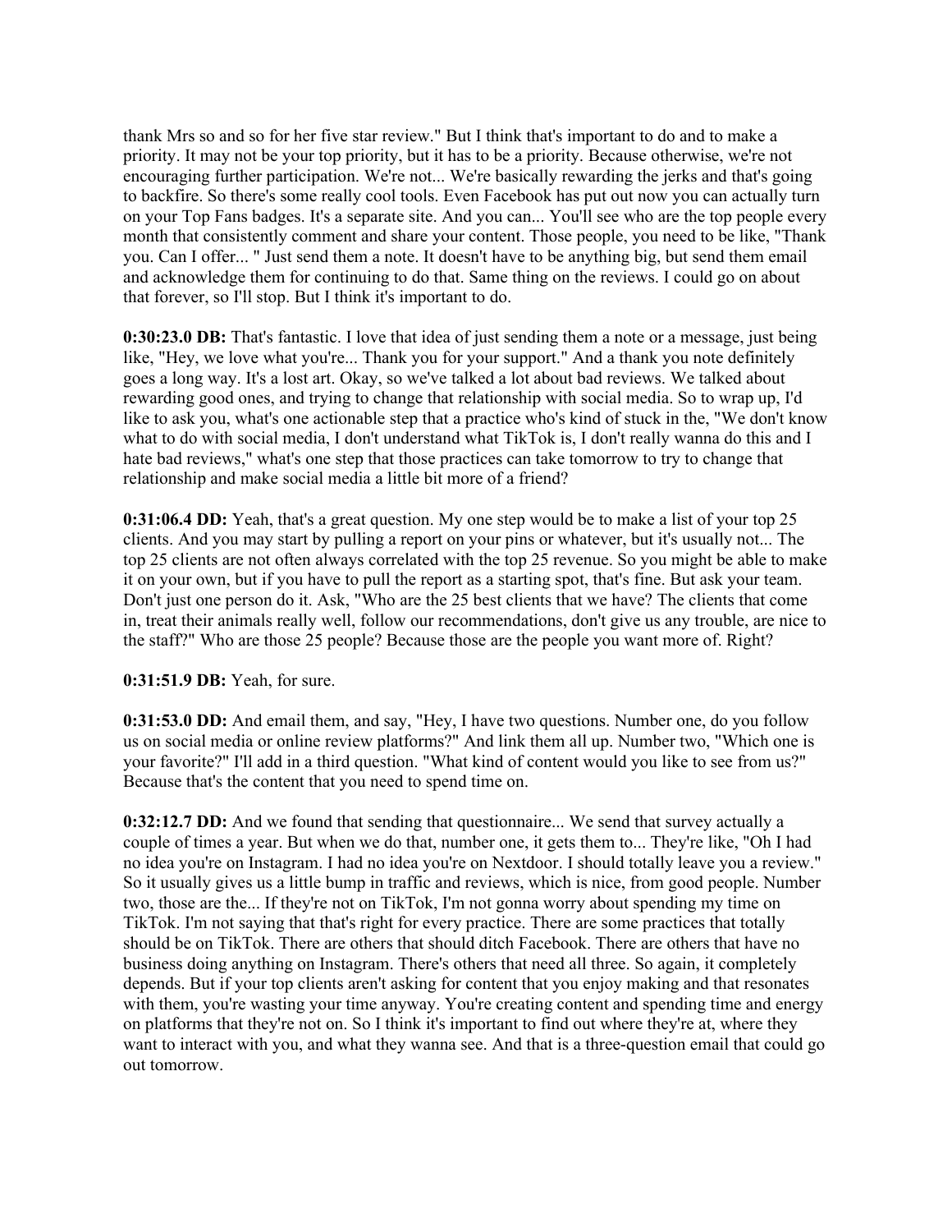thank Mrs so and so for her five star review." But I think that's important to do and to make a priority. It may not be your top priority, but it has to be a priority. Because otherwise, we're not encouraging further participation. We're not... We're basically rewarding the jerks and that's going to backfire. So there's some really cool tools. Even Facebook has put out now you can actually turn on your Top Fans badges. It's a separate site. And you can... You'll see who are the top people every month that consistently comment and share your content. Those people, you need to be like, "Thank you. Can I offer... " Just send them a note. It doesn't have to be anything big, but send them email and acknowledge them for continuing to do that. Same thing on the reviews. I could go on about that forever, so I'll stop. But I think it's important to do.

**0:30:23.0 DB:** That's fantastic. I love that idea of just sending them a note or a message, just being like, "Hey, we love what you're... Thank you for your support." And a thank you note definitely goes a long way. It's a lost art. Okay, so we've talked a lot about bad reviews. We talked about rewarding good ones, and trying to change that relationship with social media. So to wrap up, I'd like to ask you, what's one actionable step that a practice who's kind of stuck in the, "We don't know what to do with social media, I don't understand what TikTok is, I don't really wanna do this and I hate bad reviews," what's one step that those practices can take tomorrow to try to change that relationship and make social media a little bit more of a friend?

**0:31:06.4 DD:** Yeah, that's a great question. My one step would be to make a list of your top 25 clients. And you may start by pulling a report on your pins or whatever, but it's usually not... The top 25 clients are not often always correlated with the top 25 revenue. So you might be able to make it on your own, but if you have to pull the report as a starting spot, that's fine. But ask your team. Don't just one person do it. Ask, "Who are the 25 best clients that we have? The clients that come in, treat their animals really well, follow our recommendations, don't give us any trouble, are nice to the staff?" Who are those 25 people? Because those are the people you want more of. Right?

**0:31:51.9 DB:** Yeah, for sure.

**0:31:53.0 DD:** And email them, and say, "Hey, I have two questions. Number one, do you follow us on social media or online review platforms?" And link them all up. Number two, "Which one is your favorite?" I'll add in a third question. "What kind of content would you like to see from us?" Because that's the content that you need to spend time on.

**0:32:12.7 DD:** And we found that sending that questionnaire... We send that survey actually a couple of times a year. But when we do that, number one, it gets them to... They're like, "Oh I had no idea you're on Instagram. I had no idea you're on Nextdoor. I should totally leave you a review." So it usually gives us a little bump in traffic and reviews, which is nice, from good people. Number two, those are the... If they're not on TikTok, I'm not gonna worry about spending my time on TikTok. I'm not saying that that's right for every practice. There are some practices that totally should be on TikTok. There are others that should ditch Facebook. There are others that have no business doing anything on Instagram. There's others that need all three. So again, it completely depends. But if your top clients aren't asking for content that you enjoy making and that resonates with them, you're wasting your time anyway. You're creating content and spending time and energy on platforms that they're not on. So I think it's important to find out where they're at, where they want to interact with you, and what they wanna see. And that is a three-question email that could go out tomorrow.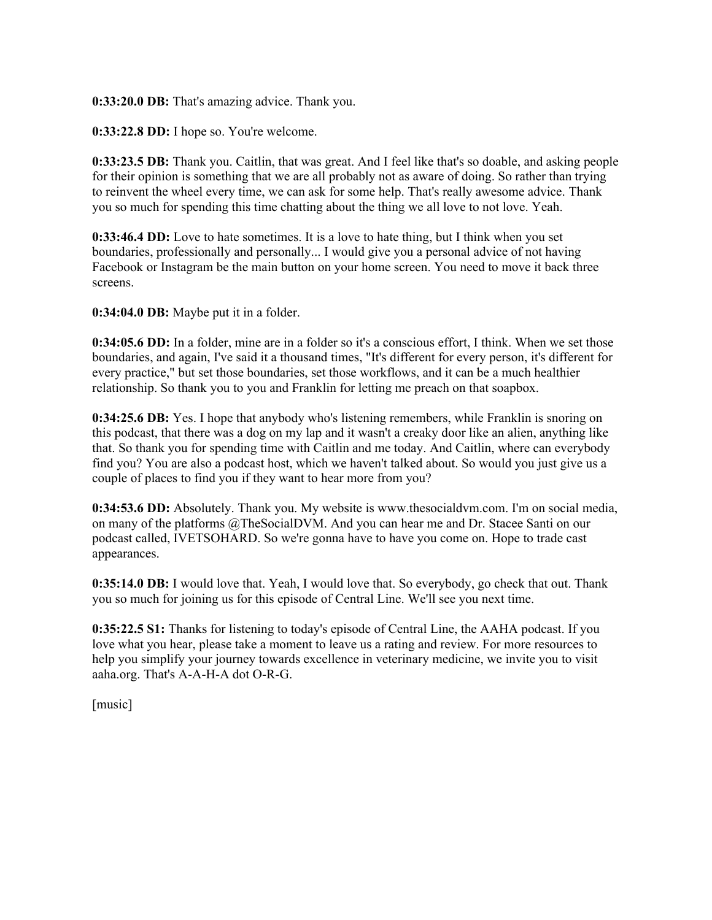**0:33:20.0 DB:** That's amazing advice. Thank you.

**0:33:22.8 DD:** I hope so. You're welcome.

**0:33:23.5 DB:** Thank you. Caitlin, that was great. And I feel like that's so doable, and asking people for their opinion is something that we are all probably not as aware of doing. So rather than trying to reinvent the wheel every time, we can ask for some help. That's really awesome advice. Thank you so much for spending this time chatting about the thing we all love to not love. Yeah.

**0:33:46.4 DD:** Love to hate sometimes. It is a love to hate thing, but I think when you set boundaries, professionally and personally... I would give you a personal advice of not having Facebook or Instagram be the main button on your home screen. You need to move it back three screens.

**0:34:04.0 DB:** Maybe put it in a folder.

**0:34:05.6 DD:** In a folder, mine are in a folder so it's a conscious effort, I think. When we set those boundaries, and again, I've said it a thousand times, "It's different for every person, it's different for every practice," but set those boundaries, set those workflows, and it can be a much healthier relationship. So thank you to you and Franklin for letting me preach on that soapbox.

**0:34:25.6 DB:** Yes. I hope that anybody who's listening remembers, while Franklin is snoring on this podcast, that there was a dog on my lap and it wasn't a creaky door like an alien, anything like that. So thank you for spending time with Caitlin and me today. And Caitlin, where can everybody find you? You are also a podcast host, which we haven't talked about. So would you just give us a couple of places to find you if they want to hear more from you?

**0:34:53.6 DD:** Absolutely. Thank you. My website is www.thesocialdvm.com. I'm on social media, on many of the platforms @TheSocialDVM. And you can hear me and Dr. Stacee Santi on our podcast called, IVETSOHARD. So we're gonna have to have you come on. Hope to trade cast appearances.

**0:35:14.0 DB:** I would love that. Yeah, I would love that. So everybody, go check that out. Thank you so much for joining us for this episode of Central Line. We'll see you next time.

**0:35:22.5 S1:** Thanks for listening to today's episode of Central Line, the AAHA podcast. If you love what you hear, please take a moment to leave us a rating and review. For more resources to help you simplify your journey towards excellence in veterinary medicine, we invite you to visit aaha.org. That's A-A-H-A dot O-R-G.

[music]